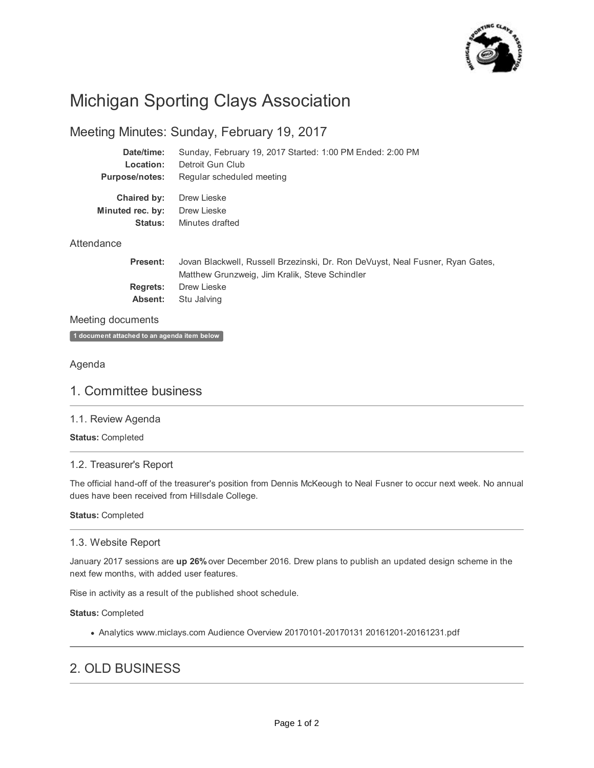# Michigan Sporting Clays Association

## Meeting Minutes: Sunday, February 19, 2017

| | |
|---|---|
| **Date/time:** | Sunday, February 19, 2017 Started: 1:00 PM Ended: 2:00 PM |
| **Location:** | Detroit Gun Club |
| **Purpose/notes:** | Regular scheduled meeting |
| **Chaired by:** | Drew Lieske |
| **Minuted rec. by:** | Drew Lieske |
| **Status:** | Minutes drafted |

### Attendance

| | |
|---|---|
| **Present:** | Jovan Blackwell, Russell Brzezinski, Dr. Ron DeVuyst, Neal Fusner, Ryan Gates, Matthew Grunzweig, Jim Kralik, Steve Schindler |
| **Regrets:** | Drew Lieske |
| **Absent:** | Stu Jalving |

### Meeting documents

**1 document attached to an agenda item below**

### Agenda

## 1. Committee business

### 1.1. Review Agenda

**Status:** Completed

### 1.2. Treasurer's Report

The official hand-off of the treasurer's position from Dennis McKeough to Neal Fusner to occur next week. No annual dues have been received from Hillsdale College.

**Status:** Completed

### 1.3. Website Report

January 2017 sessions are **up 26%** over December 2016. Drew plans to publish an updated design scheme in the next few months, with added user features.

Rise in activity as a result of the published shoot schedule.

**Status:** Completed

- Analytics www.miclays.com Audience Overview 20170101-20170131 20161201-20161231.pdf

## 2. OLD BUSINESS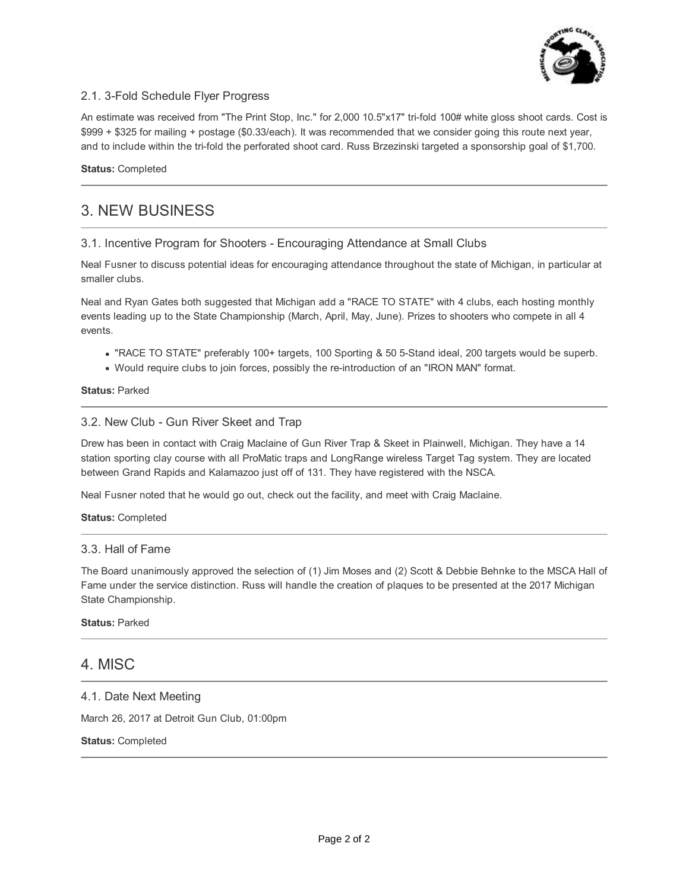### 2.1. 3-Fold Schedule Flyer Progress

An estimate was received from "The Print Stop, Inc." for 2,000 10.5"x17" tri-fold 100# white gloss shoot cards. Cost is $999 + $325 for mailing + postage ($0.33/each). It was recommended that we consider going this route next year, and to include within the tri-fold the perforated shoot card. Russ Brzezinski targeted a sponsorship goal of $1,700.

**Status:** Completed

---

## 3. NEW BUSINESS

### 3.1. Incentive Program for Shooters - Encouraging Attendance at Small Clubs

Neal Fusner to discuss potential ideas for encouraging attendance throughout the state of Michigan, in particular at smaller clubs.

Neal and Ryan Gates both suggested that Michigan add a "RACE TO STATE" with 4 clubs, each hosting monthly events leading up to the State Championship (March, April, May, June). Prizes to shooters who compete in all 4 events.

- "RACE TO STATE" preferably 100+ targets, 100 Sporting & 50 5-Stand ideal, 200 targets would be superb.
- Would require clubs to join forces, possibly the re-introduction of an "IRON MAN" format.

**Status:** Parked

---

### 3.2. New Club - Gun River Skeet and Trap

Drew has been in contact with Craig Maclaine of Gun River Trap & Skeet in Plainwell, Michigan. They have a 14 station sporting clay course with all ProMatic traps and LongRange wireless Target Tag system. They are located between Grand Rapids and Kalamazoo just off of 131. They have registered with the NSCA.

Neal Fusner noted that he would go out, check out the facility, and meet with Craig Maclaine.

**Status:** Completed

---

### 3.3. Hall of Fame

The Board unanimously approved the selection of (1) Jim Moses and (2) Scott & Debbie Behnke to the MSCA Hall of Fame under the service distinction. Russ will handle the creation of plaques to be presented at the 2017 Michigan State Championship.

**Status:** Parked

---

## 4. MISC

### 4.1. Date Next Meeting

March 26, 2017 at Detroit Gun Club, 01:00pm

**Status:** Completed